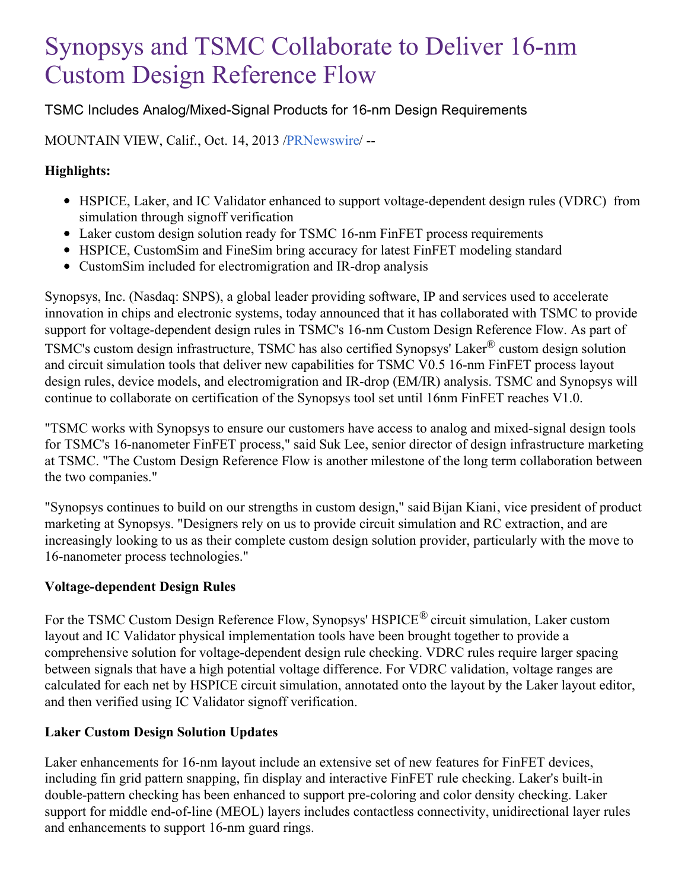# Synopsys and TSMC Collaborate to Deliver 16-nm Custom Design Reference Flow

TSMC Includes Analog/Mixed-Signal Products for 16-nm Design Requirements

MOUNTAIN VIEW, Calif., Oct. 14, 2013 /PRNewswire/ --

**Highlights:**

- HSPICE, Laker, and IC Validator enhanced to support voltage-dependent design rules (VDRC) from simulation through signoff verification
- Laker custom design solution ready for TSMC 16-nm FinFET process requirements
- HSPICE, CustomSim and FineSim bring accuracy for latest FinFET modeling standard
- CustomSim included for electromigration and IR-drop analysis

Synopsys, Inc. (Nasdaq: SNPS), a global leader providing software, IP and services used to accelerate innovation in chips and electronic systems, today announced that it has collaborated with TSMC to provide support for voltage-dependent design rules in TSMC's 16-nm Custom Design Reference Flow. As part of TSMC's custom design infrastructure, TSMC has also certified Synopsys' Laker® custom design solution and circuit simulation tools that deliver new capabilities for TSMC V0.5 16-nm FinFET process layout design rules, device models, and electromigration and IR-drop (EM/IR) analysis. TSMC and Synopsys will continue to collaborate on certification of the Synopsys tool set until 16nm FinFET reaches V1.0.

"TSMC works with Synopsys to ensure our customers have access to analog and mixed-signal design tools for TSMC's 16-nanometer FinFET process," said Suk Lee, senior director of design infrastructure marketing at TSMC. "The Custom Design Reference Flow is another milestone of the long term collaboration between the two companies."

"Synopsys continues to build on our strengths in custom design," said Bijan Kiani, vice president of product marketing at Synopsys. "Designers rely on us to provide circuit simulation and RC extraction, and are increasingly looking to us as their complete custom design solution provider, particularly with the move to 16-nanometer process technologies."

**Voltage-dependent Design Rules**

For the TSMC Custom Design Reference Flow, Synopsys' HSPICE® circuit simulation, Laker custom layout and IC Validator physical implementation tools have been brought together to provide a comprehensive solution for voltage-dependent design rule checking. VDRC rules require larger spacing between signals that have a high potential voltage difference. For VDRC validation, voltage ranges are calculated for each net by HSPICE circuit simulation, annotated onto the layout by the Laker layout editor, and then verified using IC Validator signoff verification.

**Laker Custom Design Solution Updates**

Laker enhancements for 16-nm layout include an extensive set of new features for FinFET devices, including fin grid pattern snapping, fin display and interactive FinFET rule checking. Laker's built-in double-pattern checking has been enhanced to support pre-coloring and color density checking. Laker support for middle end-of-line (MEOL) layers includes contactless connectivity, unidirectional layer rules and enhancements to support 16-nm guard rings.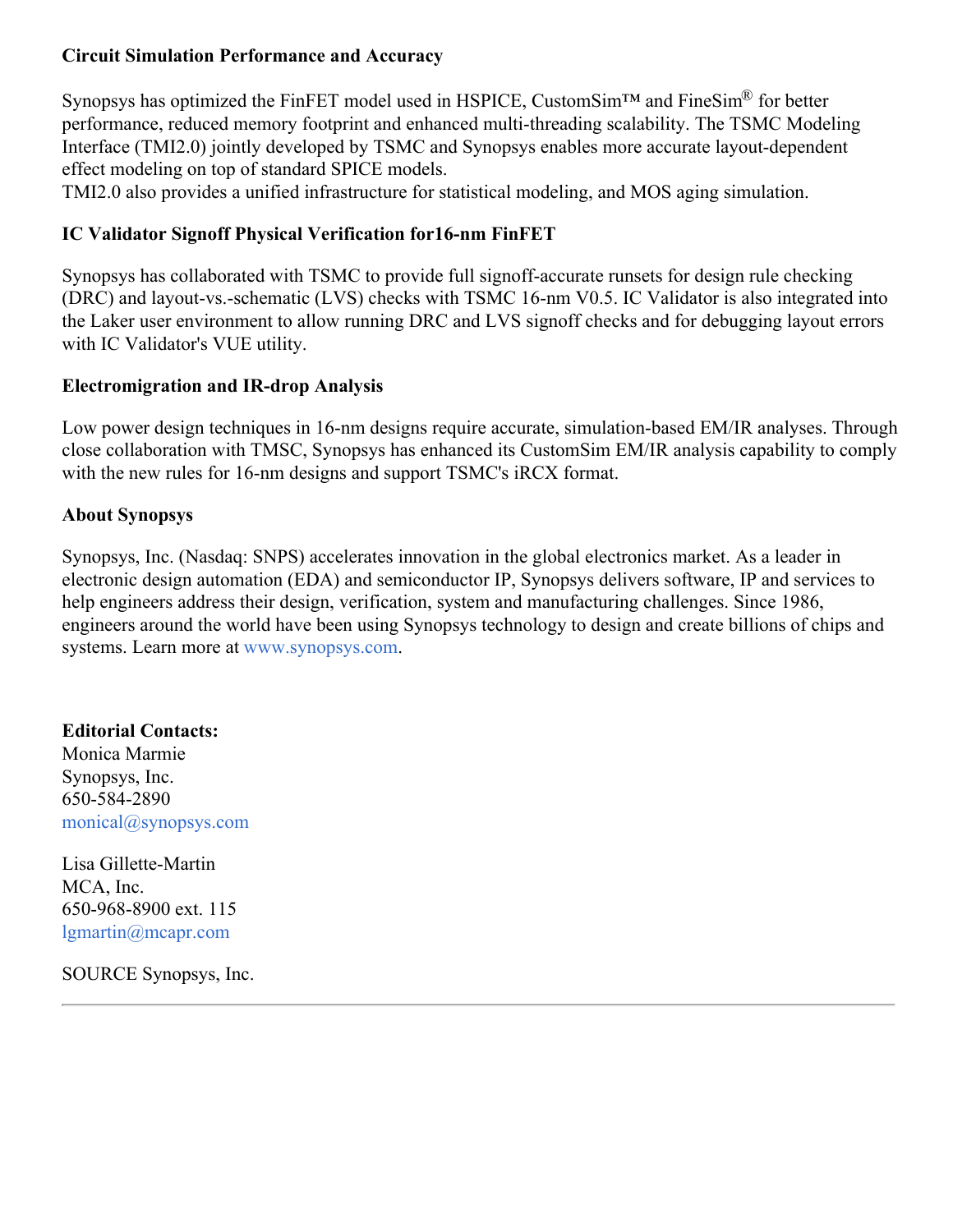**Circuit Simulation Performance and Accuracy**

Synopsys has optimized the FinFET model used in HSPICE, CustomSim™ and FineSim® for better performance, reduced memory footprint and enhanced multi-threading scalability. The TSMC Modeling Interface (TMI2.0) jointly developed by TSMC and Synopsys enables more accurate layout-dependent effect modeling on top of standard SPICE models.
TMI2.0 also provides a unified infrastructure for statistical modeling, and MOS aging simulation.

**IC Validator Signoff Physical Verification for16-nm FinFET**

Synopsys has collaborated with TSMC to provide full signoff-accurate runsets for design rule checking (DRC) and layout-vs.-schematic (LVS) checks with TSMC 16-nm V0.5. IC Validator is also integrated into the Laker user environment to allow running DRC and LVS signoff checks and for debugging layout errors with IC Validator's VUE utility.

**Electromigration and IR-drop Analysis**

Low power design techniques in 16-nm designs require accurate, simulation-based EM/IR analyses. Through close collaboration with TMSC, Synopsys has enhanced its CustomSim EM/IR analysis capability to comply with the new rules for 16-nm designs and support TSMC's iRCX format.

**About Synopsys**

Synopsys, Inc. (Nasdaq: SNPS) accelerates innovation in the global electronics market. As a leader in electronic design automation (EDA) and semiconductor IP, Synopsys delivers software, IP and services to help engineers address their design, verification, system and manufacturing challenges. Since 1986, engineers around the world have been using Synopsys technology to design and create billions of chips and systems. Learn more at www.synopsys.com.

**Editorial Contacts:**
Monica Marmie
Synopsys, Inc.
650-584-2890
monical@synopsys.com

Lisa Gillette-Martin
MCA, Inc.
650-968-8900 ext. 115
lgmartin@mcapr.com

SOURCE Synopsys, Inc.